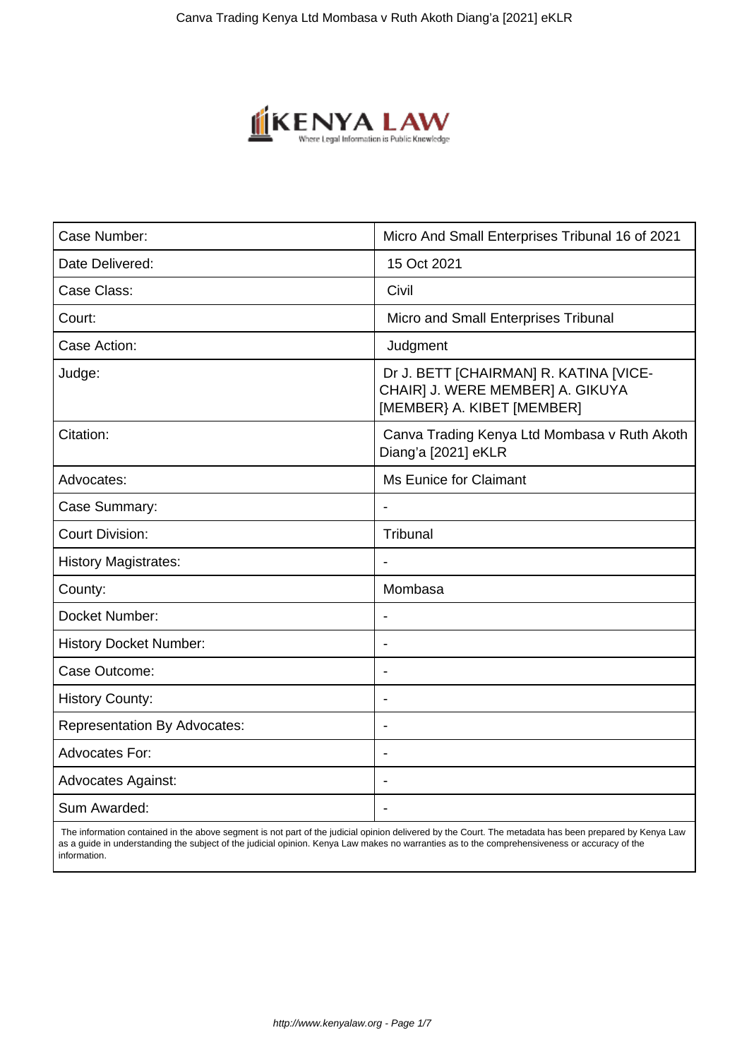| Case Number: | Micro And Small Enterprises Tribunal 16 of 2021 |
|---|---|
| Date Delivered: | 15 Oct 2021 |
| Case Class: | Civil |
| Court: | Micro and Small Enterprises Tribunal |
| Case Action: | Judgment |
| Judge: | Dr J. BETT [CHAIRMAN] R. KATINA [VICE-CHAIR] J. WERE MEMBER] A. GIKUYA [MEMBER} A. KIBET [MEMBER] |
| Citation: | Canva Trading Kenya Ltd Mombasa v Ruth Akoth Diang'a [2021] eKLR |
| Advocates: | Ms Eunice for Claimant |
| Case Summary: | - |
| Court Division: | Tribunal |
| History Magistrates: | - |
| County: | Mombasa |
| Docket Number: | - |
| History Docket Number: | - |
| Case Outcome: | - |
| History County: | - |
| Representation By Advocates: | - |
| Advocates For: | - |
| Advocates Against: | - |
| Sum Awarded: | - |

The information contained in the above segment is not part of the judicial opinion delivered by the Court. The metadata has been prepared by Kenya Law as a guide in understanding the subject of the judicial opinion. Kenya Law makes no warranties as to the comprehensiveness or accuracy of the information.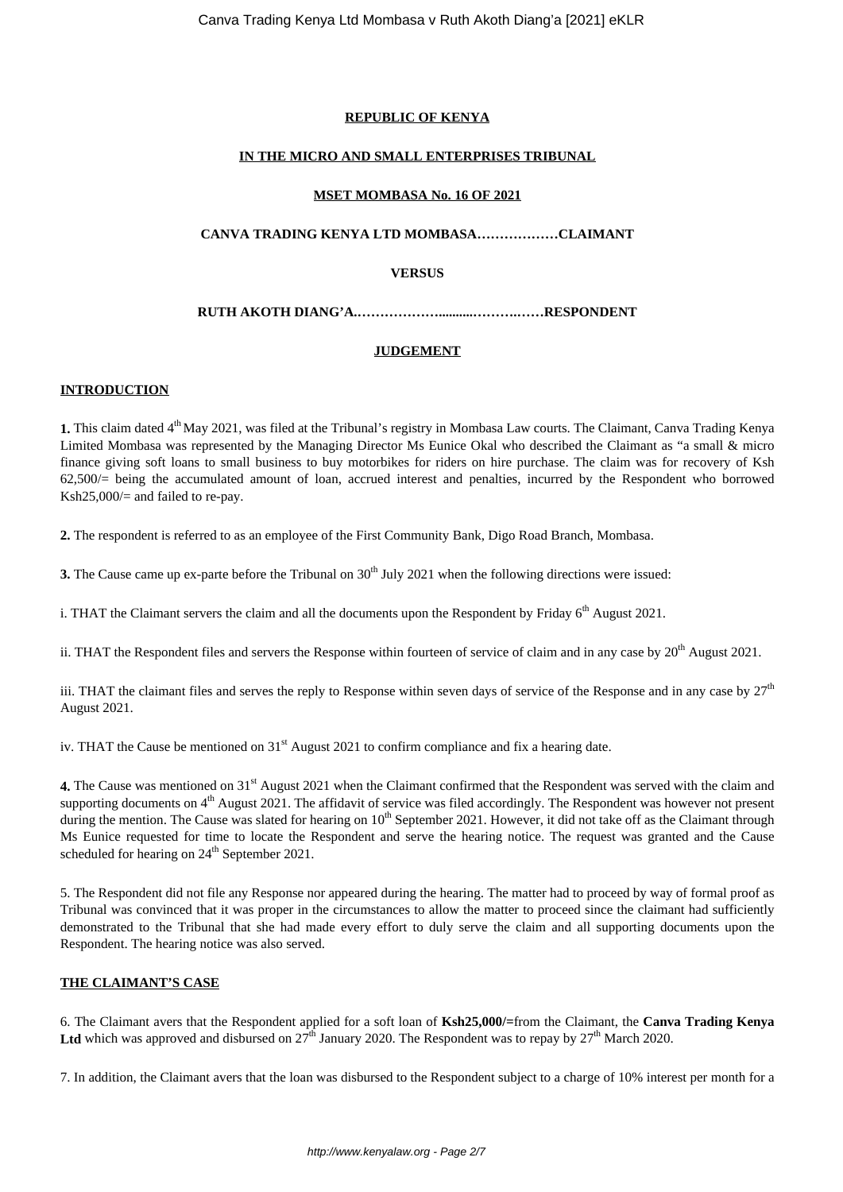**REPUBLIC OF KENYA**

**IN THE MICRO AND SMALL ENTERPRISES TRIBUNAL**

**MSET MOMBASA No. 16 OF 2021**

**CANVA TRADING KENYA LTD MOMBASA………………CLAIMANT**

**VERSUS**

**RUTH AKOTH DIANG'A.………………..........……….……RESPONDENT**

**JUDGEMENT**

**INTRODUCTION**

**1.** This claim dated 4th May 2021, was filed at the Tribunal's registry in Mombasa Law courts. The Claimant, Canva Trading Kenya Limited Mombasa was represented by the Managing Director Ms Eunice Okal who described the Claimant as "a small & micro finance giving soft loans to small business to buy motorbikes for riders on hire purchase. The claim was for recovery of Ksh 62,500/= being the accumulated amount of loan, accrued interest and penalties, incurred by the Respondent who borrowed Ksh25,000/= and failed to re-pay.

**2.** The respondent is referred to as an employee of the First Community Bank, Digo Road Branch, Mombasa.

**3.** The Cause came up ex-parte before the Tribunal on 30th July 2021 when the following directions were issued:

i. THAT the Claimant servers the claim and all the documents upon the Respondent by Friday 6th August 2021.

ii. THAT the Respondent files and servers the Response within fourteen of service of claim and in any case by 20th August 2021.

iii. THAT the claimant files and serves the reply to Response within seven days of service of the Response and in any case by 27th August 2021.

iv. THAT the Cause be mentioned on 31st August 2021 to confirm compliance and fix a hearing date.

**4.** The Cause was mentioned on 31st August 2021 when the Claimant confirmed that the Respondent was served with the claim and supporting documents on 4th August 2021. The affidavit of service was filed accordingly. The Respondent was however not present during the mention. The Cause was slated for hearing on 10th September 2021. However, it did not take off as the Claimant through Ms Eunice requested for time to locate the Respondent and serve the hearing notice. The request was granted and the Cause scheduled for hearing on 24th September 2021.

5. The Respondent did not file any Response nor appeared during the hearing. The matter had to proceed by way of formal proof as Tribunal was convinced that it was proper in the circumstances to allow the matter to proceed since the claimant had sufficiently demonstrated to the Tribunal that she had made every effort to duly serve the claim and all supporting documents upon the Respondent. The hearing notice was also served.

**THE CLAIMANT'S CASE**

6. The Claimant avers that the Respondent applied for a soft loan of **Ksh25,000/=**from the Claimant, the **Canva Trading Kenya Ltd** which was approved and disbursed on 27th January 2020. The Respondent was to repay by 27th March 2020.

7. In addition, the Claimant avers that the loan was disbursed to the Respondent subject to a charge of 10% interest per month for a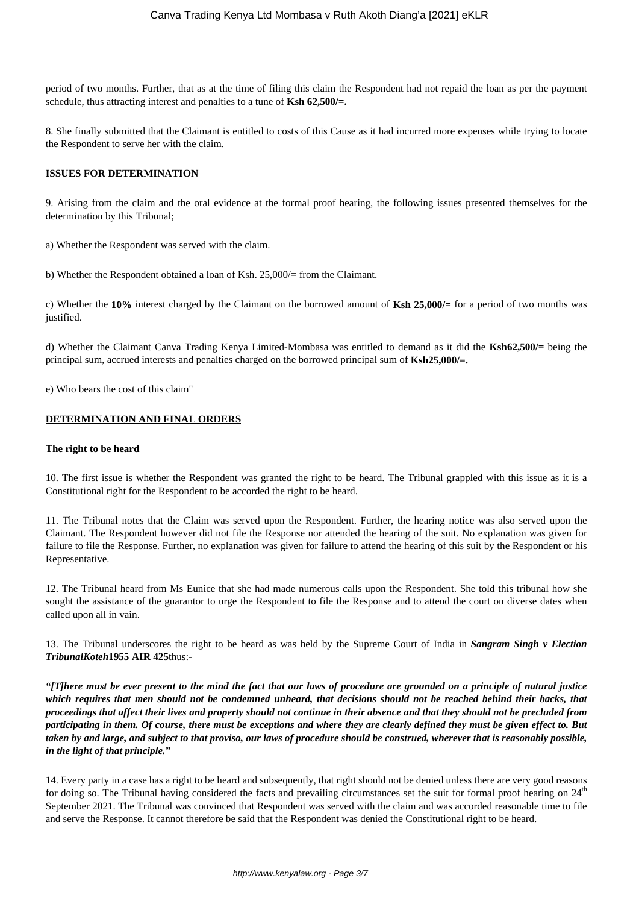period of two months. Further, that as at the time of filing this claim the Respondent had not repaid the loan as per the payment schedule, thus attracting interest and penalties to a tune of **Ksh 62,500/=.**

8. She finally submitted that the Claimant is entitled to costs of this Cause as it had incurred more expenses while trying to locate the Respondent to serve her with the claim.

**ISSUES FOR DETERMINATION**

9. Arising from the claim and the oral evidence at the formal proof hearing, the following issues presented themselves for the determination by this Tribunal;

a) Whether the Respondent was served with the claim.

b) Whether the Respondent obtained a loan of Ksh. 25,000/= from the Claimant.

c) Whether the **10%** interest charged by the Claimant on the borrowed amount of **Ksh 25,000/=** for a period of two months was justified.

d) Whether the Claimant Canva Trading Kenya Limited-Mombasa was entitled to demand as it did the **Ksh62,500/=** being the principal sum, accrued interests and penalties charged on the borrowed principal sum of **Ksh25,000/=.**

e) Who bears the cost of this claim"

**DETERMINATION AND FINAL ORDERS**

**The right to be heard**

10. The first issue is whether the Respondent was granted the right to be heard. The Tribunal grappled with this issue as it is a Constitutional right for the Respondent to be accorded the right to be heard.

11. The Tribunal notes that the Claim was served upon the Respondent. Further, the hearing notice was also served upon the Claimant. The Respondent however did not file the Response nor attended the hearing of the suit. No explanation was given for failure to file the Response. Further, no explanation was given for failure to attend the hearing of this suit by the Respondent or his Representative.

12. The Tribunal heard from Ms Eunice that she had made numerous calls upon the Respondent. She told this tribunal how she sought the assistance of the guarantor to urge the Respondent to file the Response and to attend the court on diverse dates when called upon all in vain.

13. The Tribunal underscores the right to be heard as was held by the Supreme Court of India in ***Sangram Singh v Election TribunalKoteh*** **1955 AIR 425** thus:-

***"[T]here must be ever present to the mind the fact that our laws of procedure are grounded on a principle of natural justice which requires that men should not be condemned unheard, that decisions should not be reached behind their backs, that proceedings that affect their lives and property should not continue in their absence and that they should not be precluded from participating in them. Of course, there must be exceptions and where they are clearly defined they must be given effect to. But taken by and large, and subject to that proviso, our laws of procedure should be construed, wherever that is reasonably possible, in the light of that principle."***

14. Every party in a case has a right to be heard and subsequently, that right should not be denied unless there are very good reasons for doing so. The Tribunal having considered the facts and prevailing circumstances set the suit for formal proof hearing on 24th September 2021. The Tribunal was convinced that Respondent was served with the claim and was accorded reasonable time to file and serve the Response. It cannot therefore be said that the Respondent was denied the Constitutional right to be heard.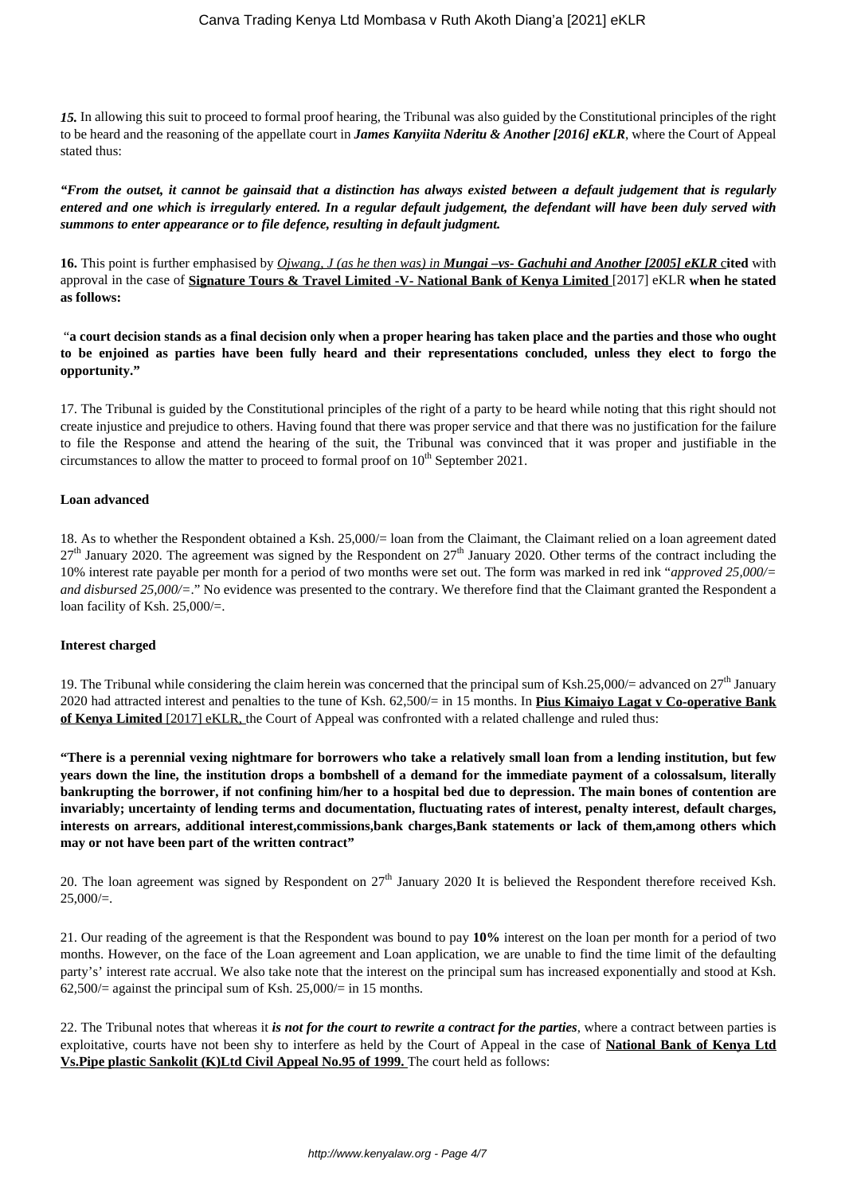***15.*** In allowing this suit to proceed to formal proof hearing, the Tribunal was also guided by the Constitutional principles of the right to be heard and the reasoning of the appellate court in ***James Kanyiita Nderitu & Another [2016] eKLR***, where the Court of Appeal stated thus:

***"From the outset, it cannot be gainsaid that a distinction has always existed between a default judgement that is regularly entered and one which is irregularly entered. In a regular default judgement, the defendant will have been duly served with summons to enter appearance or to file defence, resulting in default judgment.***

**16.** This point is further emphasised by *Ojwang, J (as he then was) in* ***Mungai –vs- Gachuhi and Another [2005] eKLR*** **cited** with approval in the case of **Signature Tours & Travel Limited -V- National Bank of Kenya Limited** [2017] eKLR **when he stated as follows:**

"**a court decision stands as a final decision only when a proper hearing has taken place and the parties and those who ought to be enjoined as parties have been fully heard and their representations concluded, unless they elect to forgo the opportunity."**

17. The Tribunal is guided by the Constitutional principles of the right of a party to be heard while noting that this right should not create injustice and prejudice to others. Having found that there was proper service and that there was no justification for the failure to file the Response and attend the hearing of the suit, the Tribunal was convinced that it was proper and justifiable in the circumstances to allow the matter to proceed to formal proof on 10th September 2021.

**Loan advanced**

18. As to whether the Respondent obtained a Ksh. 25,000/= loan from the Claimant, the Claimant relied on a loan agreement dated 27th January 2020. The agreement was signed by the Respondent on 27th January 2020. Other terms of the contract including the 10% interest rate payable per month for a period of two months were set out. The form was marked in red ink "*approved 25,000/= and disbursed 25,000/=*." No evidence was presented to the contrary. We therefore find that the Claimant granted the Respondent a loan facility of Ksh. 25,000/=.

**Interest charged**

19. The Tribunal while considering the claim herein was concerned that the principal sum of Ksh.25,000/= advanced on 27th January 2020 had attracted interest and penalties to the tune of Ksh. 62,500/= in 15 months. In **Pius Kimaiyo Lagat v Co-operative Bank of Kenya Limited** [2017] eKLR, the Court of Appeal was confronted with a related challenge and ruled thus:

**"There is a perennial vexing nightmare for borrowers who take a relatively small loan from a lending institution, but few years down the line, the institution drops a bombshell of a demand for the immediate payment of a colossalsum, literally bankrupting the borrower, if not confining him/her to a hospital bed due to depression. The main bones of contention are invariably; uncertainty of lending terms and documentation, fluctuating rates of interest, penalty interest, default charges, interests on arrears, additional interest,commissions,bank charges,Bank statements or lack of them,among others which may or not have been part of the written contract"**

20. The loan agreement was signed by Respondent on 27th January 2020 It is believed the Respondent therefore received Ksh. 25,000/=.

21. Our reading of the agreement is that the Respondent was bound to pay **10%** interest on the loan per month for a period of two months. However, on the face of the Loan agreement and Loan application, we are unable to find the time limit of the defaulting party's' interest rate accrual. We also take note that the interest on the principal sum has increased exponentially and stood at Ksh. 62,500/= against the principal sum of Ksh. 25,000/= in 15 months.

22. The Tribunal notes that whereas it ***is not for the court to rewrite a contract for the parties***, where a contract between parties is exploitative, courts have not been shy to interfere as held by the Court of Appeal in the case of **National Bank of Kenya Ltd Vs.Pipe plastic Sankolit (K)Ltd Civil Appeal No.95 of 1999.** The court held as follows: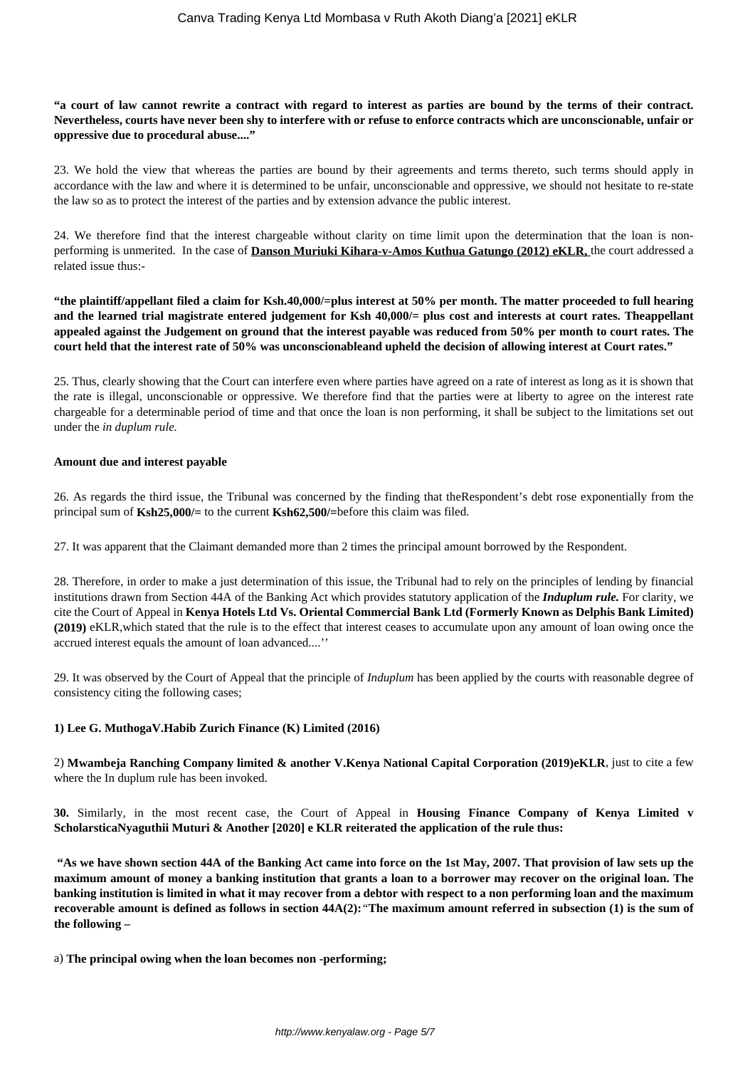**"a court of law cannot rewrite a contract with regard to interest as parties are bound by the terms of their contract. Nevertheless, courts have never been shy to interfere with or refuse to enforce contracts which are unconscionable, unfair or oppressive due to procedural abuse...."**

23. We hold the view that whereas the parties are bound by their agreements and terms thereto, such terms should apply in accordance with the law and where it is determined to be unfair, unconscionable and oppressive, we should not hesitate to re-state the law so as to protect the interest of the parties and by extension advance the public interest.

24. We therefore find that the interest chargeable without clarity on time limit upon the determination that the loan is non-performing is unmerited. In the case of **Danson Muriuki Kihara-v-Amos Kuthua Gatungo (2012) eKLR,** the court addressed a related issue thus:-

**"the plaintiff/appellant filed a claim for Ksh.40,000/=plus interest at 50% per month. The matter proceeded to full hearing and the learned trial magistrate entered judgement for Ksh 40,000/= plus cost and interests at court rates. Theappellant appealed against the Judgement on ground that the interest payable was reduced from 50% per month to court rates. The court held that the interest rate of 50% was unconscionableand upheld the decision of allowing interest at Court rates."**

25. Thus, clearly showing that the Court can interfere even where parties have agreed on a rate of interest as long as it is shown that the rate is illegal, unconscionable or oppressive. We therefore find that the parties were at liberty to agree on the interest rate chargeable for a determinable period of time and that once the loan is non performing, it shall be subject to the limitations set out under the *in duplum rule.*

**Amount due and interest payable**

26. As regards the third issue, the Tribunal was concerned by the finding that theRespondent's debt rose exponentially from the principal sum of **Ksh25,000/=** to the current **Ksh62,500/=**before this claim was filed.

27. It was apparent that the Claimant demanded more than 2 times the principal amount borrowed by the Respondent.

28. Therefore, in order to make a just determination of this issue, the Tribunal had to rely on the principles of lending by financial institutions drawn from Section 44A of the Banking Act which provides statutory application of the ***Induplum rule.*** For clarity, we cite the Court of Appeal in **Kenya Hotels Ltd Vs. Oriental Commercial Bank Ltd (Formerly Known as Delphis Bank Limited) (2019)** eKLR,which stated that the rule is to the effect that interest ceases to accumulate upon any amount of loan owing once the accrued interest equals the amount of loan advanced....''

29. It was observed by the Court of Appeal that the principle of *Induplum* has been applied by the courts with reasonable degree of consistency citing the following cases;

**1) Lee G. MuthogaV.Habib Zurich Finance (K) Limited (2016)**

2) **Mwambeja Ranching Company limited & another V.Kenya National Capital Corporation (2019)eKLR**, just to cite a few where the In duplum rule has been invoked.

**30.** Similarly, in the most recent case, the Court of Appeal in **Housing Finance Company of Kenya Limited v ScholarsticaNyaguthii Muturi & Another [2020] e KLR reiterated the application of the rule thus:**

**"As we have shown section 44A of the Banking Act came into force on the 1st May, 2007. That provision of law sets up the maximum amount of money a banking institution that grants a loan to a borrower may recover on the original loan. The banking institution is limited in what it may recover from a debtor with respect to a non performing loan and the maximum recoverable amount is defined as follows in section 44A(2):**"**The maximum amount referred in subsection (1) is the sum of the following –**

a) **The principal owing when the loan becomes non -performing;**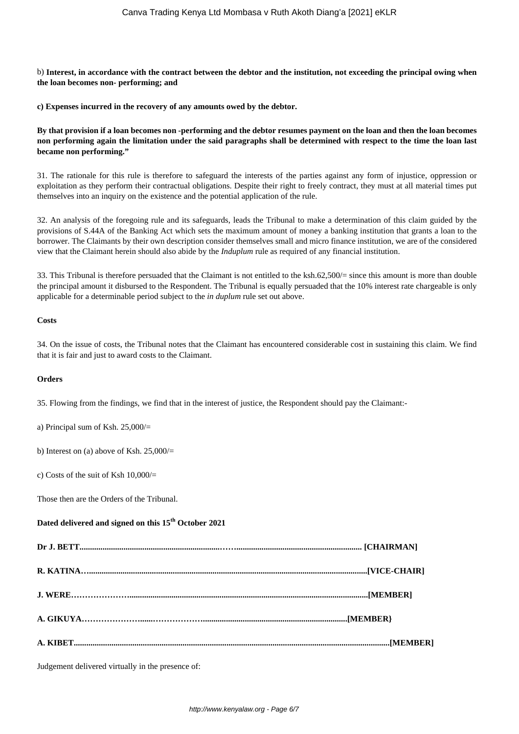b) **Interest, in accordance with the contract between the debtor and the institution, not exceeding the principal owing when the loan becomes non- performing; and**

**c) Expenses incurred in the recovery of any amounts owed by the debtor.**

**By that provision if a loan becomes non -performing and the debtor resumes payment on the loan and then the loan becomes non performing again the limitation under the said paragraphs shall be determined with respect to the time the loan last became non performing."**

31. The rationale for this rule is therefore to safeguard the interests of the parties against any form of injustice, oppression or exploitation as they perform their contractual obligations. Despite their right to freely contract, they must at all material times put themselves into an inquiry on the existence and the potential application of the rule.

32. An analysis of the foregoing rule and its safeguards, leads the Tribunal to make a determination of this claim guided by the provisions of S.44A of the Banking Act which sets the maximum amount of money a banking institution that grants a loan to the borrower. The Claimants by their own description consider themselves small and micro finance institution, we are of the considered view that the Claimant herein should also abide by the *Induplum* rule as required of any financial institution.

33. This Tribunal is therefore persuaded that the Claimant is not entitled to the ksh.62,500/= since this amount is more than double the principal amount it disbursed to the Respondent. The Tribunal is equally persuaded that the 10% interest rate chargeable is only applicable for a determinable period subject to the *in duplum* rule set out above.

**Costs**

34. On the issue of costs, the Tribunal notes that the Claimant has encountered considerable cost in sustaining this claim. We find that it is fair and just to award costs to the Claimant.

**Orders**

35. Flowing from the findings, we find that in the interest of justice, the Respondent should pay the Claimant:-

a) Principal sum of Ksh. 25,000/=

b) Interest on (a) above of Ksh. 25,000/=

c) Costs of the suit of Ksh 10,000/=

Those then are the Orders of the Tribunal.

**Dated delivered and signed on this 15th October 2021**

**Dr J. BETT.......................................................................…….............................................................. [CHAIRMAN]**

**R. KATINA…...................................................................................................................................[VICE-CHAIR]**

**J. WERE………………….................................................................................................................[MEMBER]**

**A. GIKUYA………………….....………………….....................................................................[MEMBER}**

**A. KIBET........................................................................................................................................................[MEMBER]**

Judgement delivered virtually in the presence of: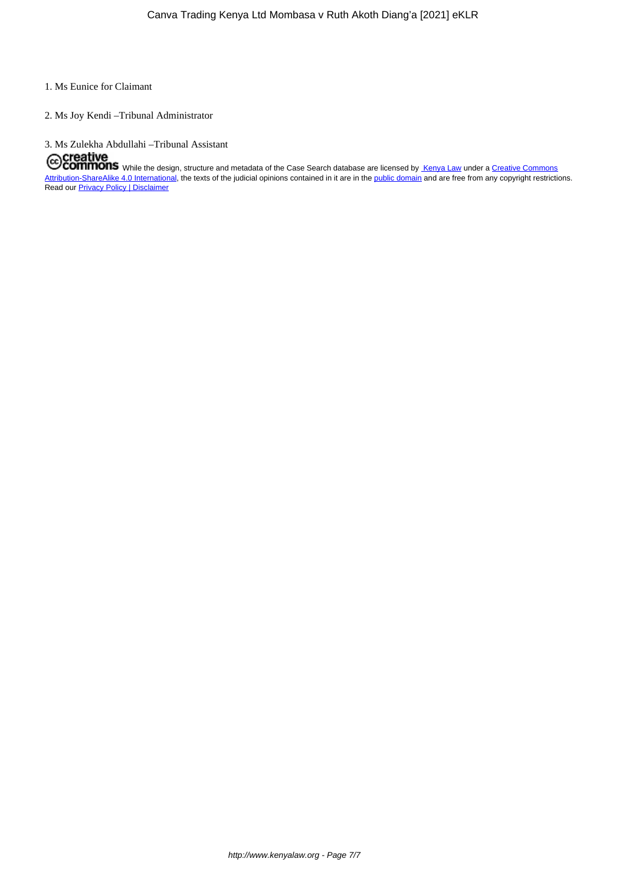1. Ms Eunice for Claimant

2. Ms Joy Kendi –Tribunal Administrator

3. Ms Zulekha Abdullahi –Tribunal Assistant

While the design, structure and metadata of the Case Search database are licensed by Kenya Law under a Creative Commons Attribution-ShareAlike 4.0 International, the texts of the judicial opinions contained in it are in the public domain and are free from any copyright restrictions.
Read our Privacy Policy | Disclaimer